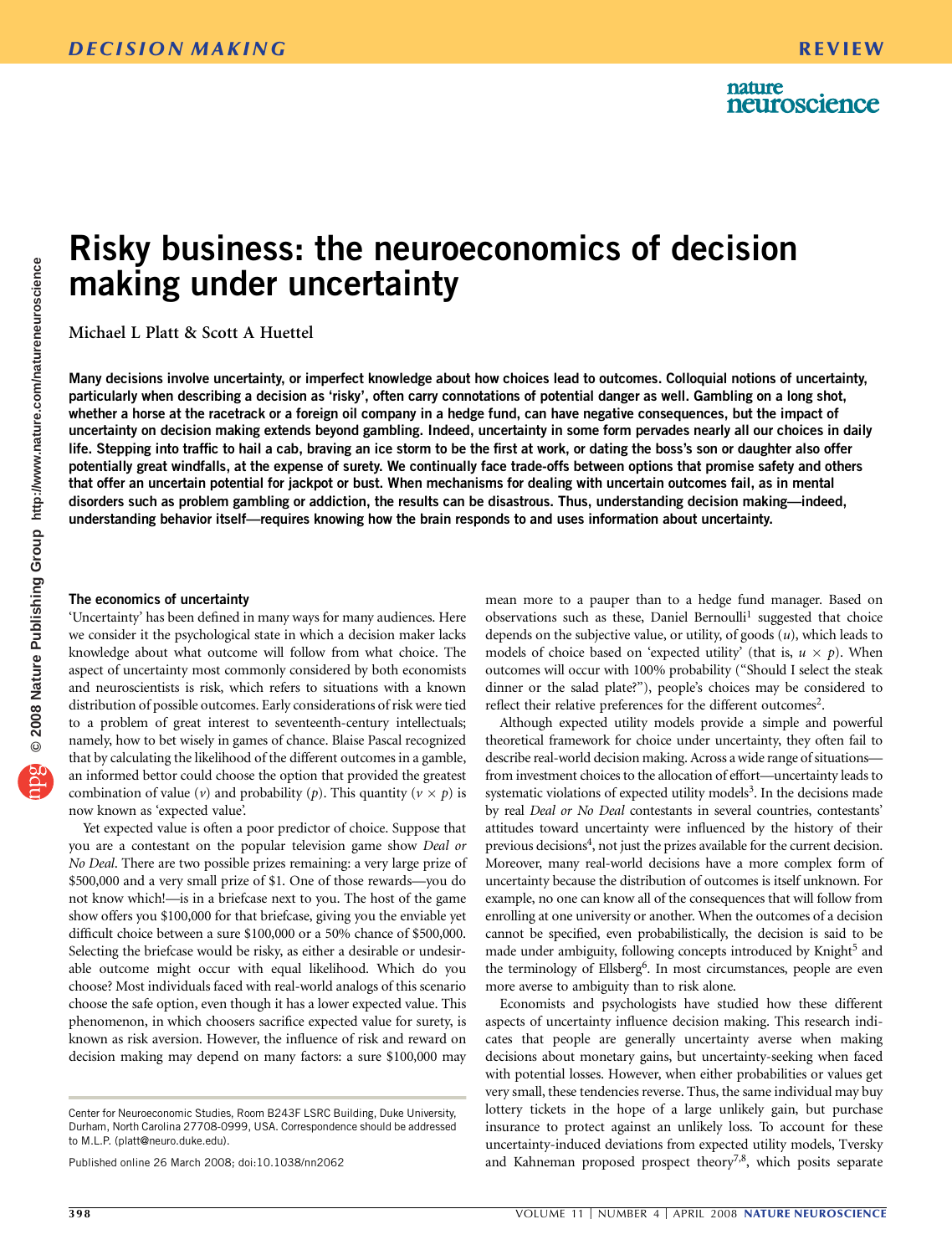# Risky business: the neuroeconomics of decision making under uncertainty

Michael L Platt & Scott A Huettel

**Many decisions involve uncertainty, or imperfect knowledge about how choices lead to outcomes. Colloquial notions of uncertainty, particularly when describing a decision as 'risky', often carry connotations of potential danger as well. Gambling on a long shot, whether a horse at the racetrack or a foreign oil company in a hedge fund, can have negative consequences, but the impact of uncertainty on decision making extends beyond gambling. Indeed, uncertainty in some form pervades nearly all our choices in daily life. Stepping into traffic to hail a cab, braving an ice storm to be the first at work, or dating the boss's son or daughter also offer potentially great windfalls, at the expense of surety. We continually face trade-offs between options that promise safety and others that offer an uncertain potential for jackpot or bust. When mechanisms for dealing with uncertain outcomes fail, as in mental disorders such as problem gambling or addiction, the results can be disastrous. Thus, understanding decision making—indeed, understanding behavior itself—requires knowing how the brain responds to and uses information about uncertainty.**

## The economics of uncertainty

'Uncertainty' has been defined in many ways for many audiences. Here we consider it the psychological state in which a decision maker lacks knowledge about what outcome will follow from what choice. The aspect of uncertainty most commonly considered by both economists and neuroscientists is risk, which refers to situations with a known distribution of possible outcomes. Early considerations of risk were tied to a problem of great interest to seventeenth-century intellectuals; namely, how to bet wisely in games of chance. Blaise Pascal recognized that by calculating the likelihood of the different outcomes in a gamble, an informed bettor could choose the option that provided the greatest combination of value ($v$) and probability ($p$). This quantity ($v \times p$) is now known as 'expected value'.

Yet expected value is often a poor predictor of choice. Suppose that you are a contestant on the popular television game show *Deal or No Deal*. There are two possible prizes remaining: a very large prize of $500,000 and a very small prize of $1. One of those rewards—you do not know which!—is in a briefcase next to you. The host of the game show offers you $100,000 for that briefcase, giving you the enviable yet difficult choice between a sure $100,000 or a 50% chance of $500,000. Selecting the briefcase would be risky, as either a desirable or undesirable outcome might occur with equal likelihood. Which do you choose? Most individuals faced with real-world analogs of this scenario choose the safe option, even though it has a lower expected value. This phenomenon, in which choosers sacrifice expected value for surety, is known as risk aversion. However, the influence of risk and reward on decision making may depend on many factors: a sure $100,000 may mean more to a pauper than to a hedge fund manager. Based on observations such as these, Daniel Bernoulli[1] suggested that choice depends on the subjective value, or utility, of goods ($u$), which leads to models of choice based on 'expected utility' (that is, $u \times p$). When outcomes will occur with 100% probability ("Should I select the steak dinner or the salad plate?"), people's choices may be considered to reflect their relative preferences for the different outcomes[2].

Although expected utility models provide a simple and powerful theoretical framework for choice under uncertainty, they often fail to describe real-world decision making. Across a wide range of situations—from investment choices to the allocation of effort—uncertainty leads to systematic violations of expected utility models[3]. In the decisions made by real *Deal or No Deal* contestants in several countries, contestants' attitudes toward uncertainty were influenced by the history of their previous decisions[4], not just the prizes available for the current decision. Moreover, many real-world decisions have a more complex form of uncertainty because the distribution of outcomes is itself unknown. For example, no one can know all of the consequences that will follow from enrolling at one university or another. When the outcomes of a decision cannot be specified, even probabilistically, the decision is said to be made under ambiguity, following concepts introduced by Knight[5] and the terminology of Ellsberg[6]. In most circumstances, people are even more averse to ambiguity than to risk alone.

Economists and psychologists have studied how these different aspects of uncertainty influence decision making. This research indicates that people are generally uncertainty averse when making decisions about monetary gains, but uncertainty-seeking when faced with potential losses. However, when either probabilities or values get very small, these tendencies reverse. Thus, the same individual may buy lottery tickets in the hope of a large unlikely gain, but purchase insurance to protect against an unlikely loss. To account for these uncertainty-induced deviations from expected utility models, Tversky and Kahneman proposed prospect theory[7,8], which posits separate

Center for Neuroeconomic Studies, Room B243F LSRC Building, Duke University, Durham, North Carolina 27708-0999, USA. Correspondence should be addressed to M.L.P. (platt@neuro.duke.edu).

Published online 26 March 2008; doi:10.1038/nn2062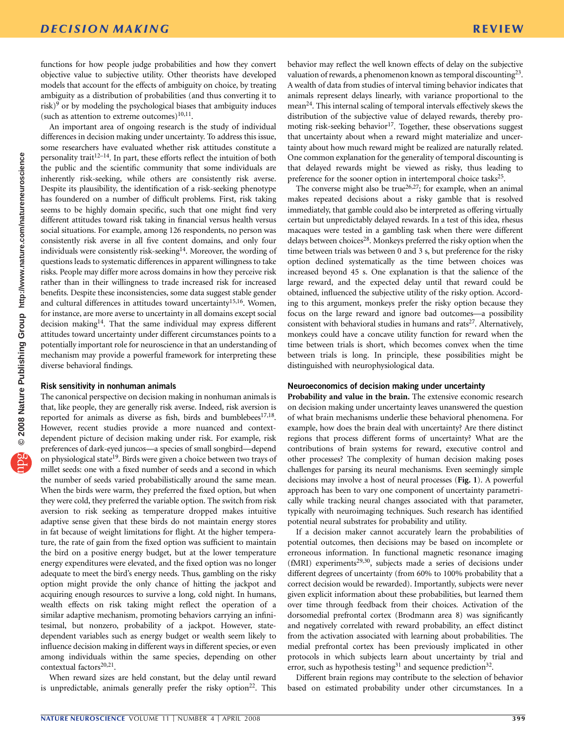functions for how people judge probabilities and how they convert objective value to subjective utility. Other theorists have developed models that account for the effects of ambiguity on choice, by treating ambiguity as a distribution of probabilities (and thus converting it to risk)[9] or by modeling the psychological biases that ambiguity induces (such as attention to extreme outcomes)[10,11].

An important area of ongoing research is the study of individual differences in decision making under uncertainty. To address this issue, some researchers have evaluated whether risk attitudes constitute a personality trait[12–14]. In part, these efforts reflect the intuition of both the public and the scientific community that some individuals are inherently risk-seeking, while others are consistently risk averse. Despite its plausibility, the identification of a risk-seeking phenotype has foundered on a number of difficult problems. First, risk taking seems to be highly domain specific, such that one might find very different attitudes toward risk taking in financial versus health versus social situations. For example, among 126 respondents, no person was consistently risk averse in all five content domains, and only four individuals were consistently risk-seeking[14]. Moreover, the wording of questions leads to systematic differences in apparent willingness to take risks. People may differ more across domains in how they perceive risk rather than in their willingness to trade increased risk for increased benefits. Despite these inconsistencies, some data suggest stable gender and cultural differences in attitudes toward uncertainty[15,16]. Women, for instance, are more averse to uncertainty in all domains except social decision making[14]. That the same individual may express different attitudes toward uncertainty under different circumstances points to a potentially important role for neuroscience in that an understanding of mechanism may provide a powerful framework for interpreting these diverse behavioral findings.

## Risk sensitivity in nonhuman animals

The canonical perspective on decision making in nonhuman animals is that, like people, they are generally risk averse. Indeed, risk aversion is reported for animals as diverse as fish, birds and bumblebees[17,18]. However, recent studies provide a more nuanced and context-dependent picture of decision making under risk. For example, risk preferences of dark-eyed juncos—a species of small songbird—depend on physiological state[19]. Birds were given a choice between two trays of millet seeds: one with a fixed number of seeds and a second in which the number of seeds varied probabilistically around the same mean. When the birds were warm, they preferred the fixed option, but when they were cold, they preferred the variable option. The switch from risk aversion to risk seeking as temperature dropped makes intuitive adaptive sense given that these birds do not maintain energy stores in fat because of weight limitations for flight. At the higher temperature, the rate of gain from the fixed option was sufficient to maintain the bird on a positive energy budget, but at the lower temperature energy expenditures were elevated, and the fixed option was no longer adequate to meet the bird's energy needs. Thus, gambling on the risky option might provide the only chance of hitting the jackpot and acquiring enough resources to survive a long, cold night. In humans, wealth effects on risk taking might reflect the operation of a similar adaptive mechanism, promoting behaviors carrying an infinitesimal, but nonzero, probability of a jackpot. However, state-dependent variables such as energy budget or wealth seem likely to influence decision making in different ways in different species, or even among individuals within the same species, depending on other contextual factors[20,21].

When reward sizes are held constant, but the delay until reward is unpredictable, animals generally prefer the risky option[22]. This behavior may reflect the well known effects of delay on the subjective valuation of rewards, a phenomenon known as temporal discounting[23]. A wealth of data from studies of interval timing behavior indicates that animals represent delays linearly, with variance proportional to the mean[24]. This internal scaling of temporal intervals effectively skews the distribution of the subjective value of delayed rewards, thereby promoting risk-seeking behavior[17]. Together, these observations suggest that uncertainty about when a reward might materialize and uncertainty about how much reward might be realized are naturally related. One common explanation for the generality of temporal discounting is that delayed rewards might be viewed as risky, thus leading to preference for the sooner option in intertemporal choice tasks[25].

The converse might also be true[26,27]; for example, when an animal makes repeated decisions about a risky gamble that is resolved immediately, that gamble could also be interpreted as offering virtually certain but unpredictably delayed rewards. In a test of this idea, rhesus macaques were tested in a gambling task when there were different delays between choices[28]. Monkeys preferred the risky option when the time between trials was between 0 and 3 s, but preference for the risky option declined systematically as the time between choices was increased beyond 45 s. One explanation is that the salience of the large reward, and the expected delay until that reward could be obtained, influenced the subjective utility of the risky option. According to this argument, monkeys prefer the risky option because they focus on the large reward and ignore bad outcomes—a possibility consistent with behavioral studies in humans and rats[27]. Alternatively, monkeys could have a concave utility function for reward when the time between trials is short, which becomes convex when the time between trials is long. In principle, these possibilities might be distinguished with neurophysiological data.

## Neuroeconomics of decision making under uncertainty

**Probability and value in the brain.** The extensive economic research on decision making under uncertainty leaves unanswered the question of what brain mechanisms underlie these behavioral phenomena. For example, how does the brain deal with uncertainty? Are there distinct regions that process different forms of uncertainty? What are the contributions of brain systems for reward, executive control and other processes? The complexity of human decision making poses challenges for parsing its neural mechanisms. Even seemingly simple decisions may involve a host of neural processes (**Fig. 1**). A powerful approach has been to vary one component of uncertainty parametrically while tracking neural changes associated with that parameter, typically with neuroimaging techniques. Such research has identified potential neural substrates for probability and utility.

If a decision maker cannot accurately learn the probabilities of potential outcomes, then decisions may be based on incomplete or erroneous information. In functional magnetic resonance imaging (fMRI) experiments[29,30], subjects made a series of decisions under different degrees of uncertainty (from 60% to 100% probability that a correct decision would be rewarded). Importantly, subjects were never given explicit information about these probabilities, but learned them over time through feedback from their choices. Activation of the dorsomedial prefrontal cortex (Brodmann area 8) was significantly and negatively correlated with reward probability, an effect distinct from the activation associated with learning about probabilities. The medial prefrontal cortex has been previously implicated in other protocols in which subjects learn about uncertainty by trial and error, such as hypothesis testing[31] and sequence prediction[32].

Different brain regions may contribute to the selection of behavior based on estimated probability under other circumstances. In a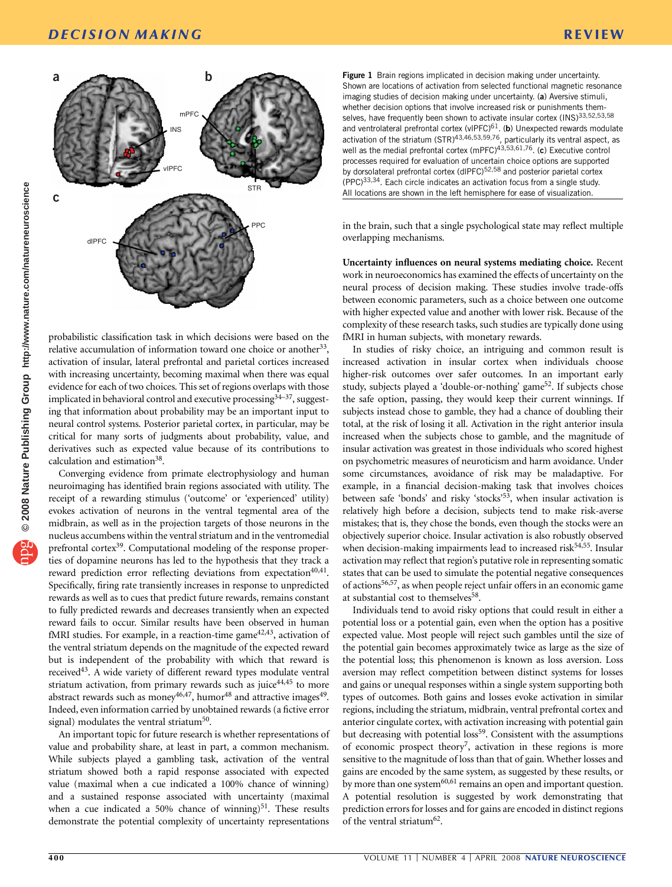a

b

c

mPFC

INS

vlPFC

STR

dlPFC

PPC

Figure 1 Brain regions implicated in decision making under uncertainty. Shown are locations of activation from selected functional magnetic resonance imaging studies of decision making under uncertainty. (**a**) Aversive stimuli, whether decision options that involve increased risk or punishments themselves, have frequently been shown to activate insular cortex (INS)[33,52,53,58] and ventrolateral prefrontal cortex (vlPFC)[61]. (**b**) Unexpected rewards modulate activation of the striatum (STR)[43,46,53,59,76], particularly its ventral aspect, as well as the medial prefrontal cortex (mPFC)[43,53,61,76]. (**c**) Executive control processes required for evaluation of uncertain choice options are supported by dorsolateral prefrontal cortex (dlPFC)[52,58] and posterior parietal cortex (PPC)[33,34]. Each circle indicates an activation focus from a single study. All locations are shown in the left hemisphere for ease of visualization.

probabilistic classification task in which decisions were based on the relative accumulation of information toward one choice or another[33], activation of insular, lateral prefrontal and parietal cortices increased with increasing uncertainty, becoming maximal when there was equal evidence for each of two choices. This set of regions overlaps with those implicated in behavioral control and executive processing[34–37], suggesting that information about probability may be an important input to neural control systems. Posterior parietal cortex, in particular, may be critical for many sorts of judgments about probability, value, and derivatives such as expected value because of its contributions to calculation and estimation[38].

Converging evidence from primate electrophysiology and human neuroimaging has identified brain regions associated with utility. The receipt of a rewarding stimulus ('outcome' or 'experienced' utility) evokes activation of neurons in the ventral tegmental area of the midbrain, as well as in the projection targets of those neurons in the nucleus accumbens within the ventral striatum and in the ventromedial prefrontal cortex[39]. Computational modeling of the response properties of dopamine neurons has led to the hypothesis that they track a reward prediction error reflecting deviations from expectation[40,41]. Specifically, firing rate transiently increases in response to unpredicted rewards as well as to cues that predict future rewards, remains constant to fully predicted rewards and decreases transiently when an expected reward fails to occur. Similar results have been observed in human fMRI studies. For example, in a reaction-time game[42,43], activation of the ventral striatum depends on the magnitude of the expected reward but is independent of the probability with which that reward is received[43]. A wide variety of different reward types modulate ventral striatum activation, from primary rewards such as juice[44,45] to more abstract rewards such as money[46,47], humor[48] and attractive images[49]. Indeed, even information carried by unobtained rewards (a fictive error signal) modulates the ventral striatum[50].

An important topic for future research is whether representations of value and probability share, at least in part, a common mechanism. While subjects played a gambling task, activation of the ventral striatum showed both a rapid response associated with expected value (maximal when a cue indicated a 100% chance of winning) and a sustained response associated with uncertainty (maximal when a cue indicated a 50% chance of winning)[51]. These results demonstrate the potential complexity of uncertainty representations in the brain, such that a single psychological state may reflect multiple overlapping mechanisms.

**Uncertainty influences on neural systems mediating choice.** Recent work in neuroeconomics has examined the effects of uncertainty on the neural process of decision making. These studies involve trade-offs between economic parameters, such as a choice between one outcome with higher expected value and another with lower risk. Because of the complexity of these research tasks, such studies are typically done using fMRI in human subjects, with monetary rewards.

In studies of risky choice, an intriguing and common result is increased activation in insular cortex when individuals choose higher-risk outcomes over safer outcomes. In an important early study, subjects played a 'double-or-nothing' game[52]. If subjects chose the safe option, passing, they would keep their current winnings. If subjects instead chose to gamble, they had a chance of doubling their total, at the risk of losing it all. Activation in the right anterior insula increased when the subjects chose to gamble, and the magnitude of insular activation was greatest in those individuals who scored highest on psychometric measures of neuroticism and harm avoidance. Under some circumstances, avoidance of risk may be maladaptive. For example, in a financial decision-making task that involves choices between safe 'bonds' and risky 'stocks'[53], when insular activation is relatively high before a decision, subjects tend to make risk-averse mistakes; that is, they chose the bonds, even though the stocks were an objectively superior choice. Insular activation is also robustly observed when decision-making impairments lead to increased risk[54,55]. Insular activation may reflect that region's putative role in representing somatic states that can be used to simulate the potential negative consequences of actions[56,57], as when people reject unfair offers in an economic game at substantial cost to themselves[58].

Individuals tend to avoid risky options that could result in either a potential loss or a potential gain, even when the option has a positive expected value. Most people will reject such gambles until the size of the potential gain becomes approximately twice as large as the size of the potential loss; this phenomenon is known as loss aversion. Loss aversion may reflect competition between distinct systems for losses and gains or unequal responses within a single system supporting both types of outcomes. Both gains and losses evoke activation in similar regions, including the striatum, midbrain, ventral prefrontal cortex and anterior cingulate cortex, with activation increasing with potential gain but decreasing with potential loss[59]. Consistent with the assumptions of economic prospect theory[7], activation in these regions is more sensitive to the magnitude of loss than that of gain. Whether losses and gains are encoded by the same system, as suggested by these results, or by more than one system[60,61] remains an open and important question. A potential resolution is suggested by work demonstrating that prediction errors for losses and for gains are encoded in distinct regions of the ventral striatum[62].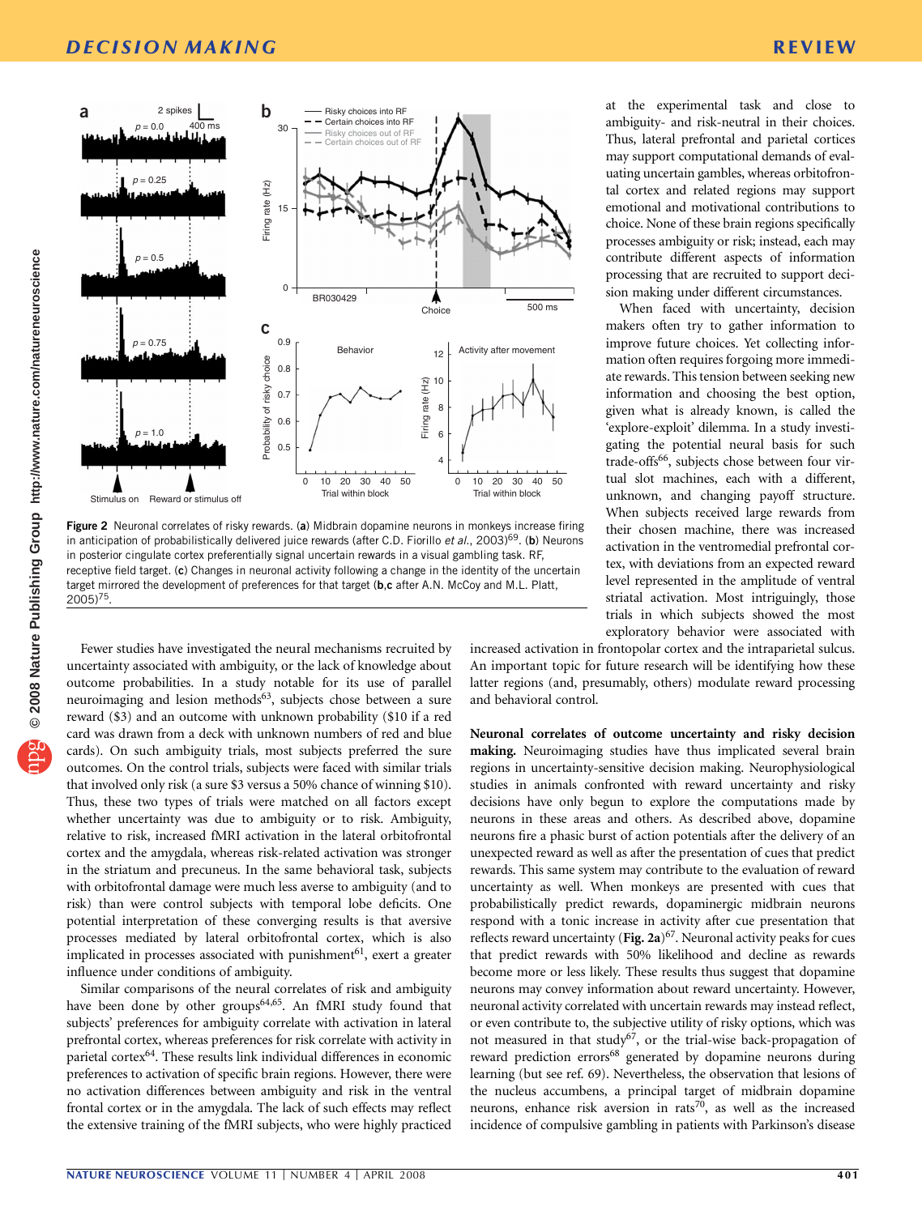Figure 2 Neuronal correlates of risky rewards. (**a**) Midbrain dopamine neurons in monkeys increase firing in anticipation of probabilistically delivered juice rewards (after C.D. Fiorillo *et al.*, 2003)[69]. (**b**) Neurons in posterior cingulate cortex preferentially signal uncertain rewards in a visual gambling task. RF, receptive field target. (**c**) Changes in neuronal activity following a change in the identity of the uncertain target mirrored the development of preferences for that target (**b**,**c** after A.N. McCoy and M.L. Platt, 2005)[75].

Fewer studies have investigated the neural mechanisms recruited by uncertainty associated with ambiguity, or the lack of knowledge about outcome probabilities. In a study notable for its use of parallel neuroimaging and lesion methods[63], subjects chose between a sure reward ($3) and an outcome with unknown probability ($10 if a red card was drawn from a deck with unknown numbers of red and blue cards). On such ambiguity trials, most subjects preferred the sure outcomes. On the control trials, subjects were faced with similar trials that involved only risk (a sure $3 versus a 50% chance of winning $10). Thus, these two types of trials were matched on all factors except whether uncertainty was due to ambiguity or to risk. Ambiguity, relative to risk, increased fMRI activation in the lateral orbitofrontal cortex and the amygdala, whereas risk-related activation was stronger in the striatum and precuneus. In the same behavioral task, subjects with orbitofrontal damage were much less averse to ambiguity (and to risk) than were control subjects with temporal lobe deficits. One potential interpretation of these converging results is that aversive processes mediated by lateral orbitofrontal cortex, which is also implicated in processes associated with punishment[61], exert a greater influence under conditions of ambiguity.

Similar comparisons of the neural correlates of risk and ambiguity have been done by other groups[64,65]. An fMRI study found that subjects' preferences for ambiguity correlate with activation in lateral prefrontal cortex, whereas preferences for risk correlate with activity in parietal cortex[64]. These results link individual differences in economic preferences to activation of specific brain regions. However, there were no activation differences between ambiguity and risk in the ventral frontal cortex or in the amygdala. The lack of such effects may reflect the extensive training of the fMRI subjects, who were highly practiced at the experimental task and close to ambiguity- and risk-neutral in their choices. Thus, lateral prefrontal and parietal cortices may support computational demands of evaluating uncertain gambles, whereas orbitofrontal cortex and related regions may support emotional and motivational contributions to choice. None of these brain regions specifically processes ambiguity or risk; instead, each may contribute different aspects of information processing that are recruited to support decision making under different circumstances.

When faced with uncertainty, decision makers often try to gather information to improve future choices. Yet collecting information often requires forgoing more immediate rewards. This tension between seeking new information and choosing the best option, given what is already known, is called the 'explore-exploit' dilemma. In a study investigating the potential neural basis for such trade-offs[66], subjects chose between four virtual slot machines, each with a different, unknown, and changing payoff structure. When subjects received large rewards from their chosen machine, there was increased activation in the ventromedial prefrontal cortex, with deviations from an expected reward level represented in the amplitude of ventral striatal activation. Most intriguingly, those trials in which subjects showed the most exploratory behavior were associated with increased activation in frontopolar cortex and the intraparietal sulcus. An important topic for future research will be identifying how these latter regions (and, presumably, others) modulate reward processing and behavioral control.

**Neuronal correlates of outcome uncertainty and risky decision making.** Neuroimaging studies have thus implicated several brain regions in uncertainty-sensitive decision making. Neurophysiological studies in animals confronted with reward uncertainty and risky decisions have only begun to explore the computations made by neurons in these areas and others. As described above, dopamine neurons fire a phasic burst of action potentials after the delivery of an unexpected reward as well as after the presentation of cues that predict rewards. This same system may contribute to the evaluation of reward uncertainty as well. When monkeys are presented with cues that probabilistically predict rewards, dopaminergic midbrain neurons respond with a tonic increase in activity after cue presentation that reflects reward uncertainty (**Fig. 2a**)[67]. Neuronal activity peaks for cues that predict rewards with 50% likelihood and decline as rewards become more or less likely. These results thus suggest that dopamine neurons may convey information about reward uncertainty. However, neuronal activity correlated with uncertain rewards may instead reflect, or even contribute to, the subjective utility of risky options, which was not measured in that study[67], or the trial-wise back-propagation of reward prediction errors[68] generated by dopamine neurons during learning (but see ref. 69). Nevertheless, the observation that lesions of the nucleus accumbens, a principal target of midbrain dopamine neurons, enhance risk aversion in rats[70], as well as the increased incidence of compulsive gambling in patients with Parkinson's disease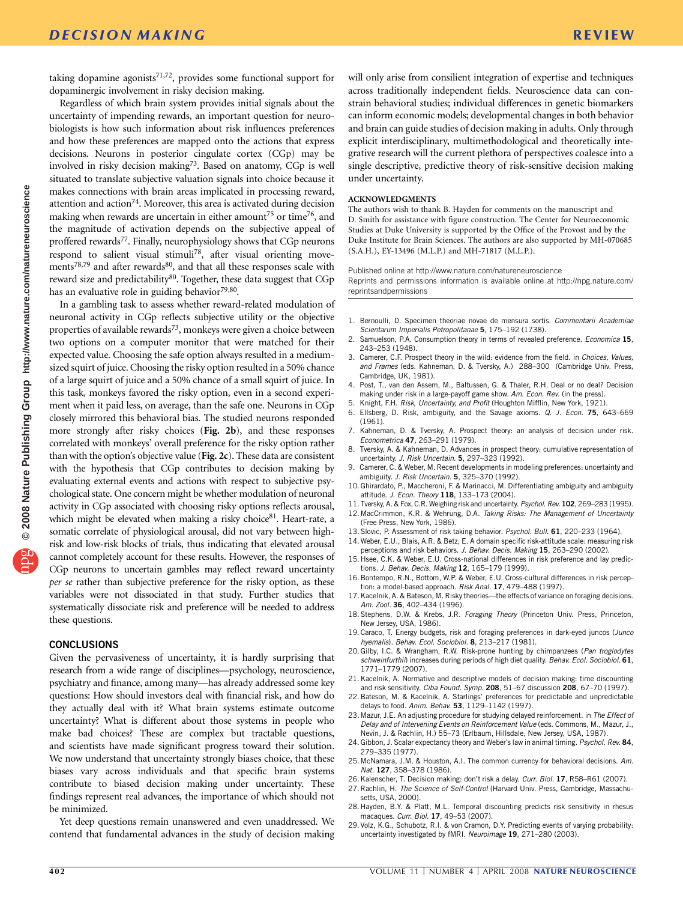taking dopamine agonists[71,72], provides some functional support for dopaminergic involvement in risky decision making.

Regardless of which brain system provides initial signals about the uncertainty of impending rewards, an important question for neurobiologists is how such information about risk influences preferences and how these preferences are mapped onto the actions that express decisions. Neurons in posterior cingulate cortex (CGp) may be involved in risky decision making[73]. Based on anatomy, CGp is well situated to translate subjective valuation signals into choice because it makes connections with brain areas implicated in processing reward, attention and action[74]. Moreover, this area is activated during decision making when rewards are uncertain in either amount[75] or time[76], and the magnitude of activation depends on the subjective appeal of proffered rewards[77]. Finally, neurophysiology shows that CGp neurons respond to salient visual stimuli[78], after visual orienting movements[78,79] and after rewards[80], and that all these responses scale with reward size and predictability[80]. Together, these data suggest that CGp has an evaluative role in guiding behavior[79,80].

In a gambling task to assess whether reward-related modulation of neuronal activity in CGp reflects subjective utility or the objective properties of available rewards[73], monkeys were given a choice between two options on a computer monitor that were matched for their expected value. Choosing the safe option always resulted in a medium-sized squirt of juice. Choosing the risky option resulted in a 50% chance of a large squirt of juice and a 50% chance of a small squirt of juice. In this task, monkeys favored the risky option, even in a second experiment when it paid less, on average, than the safe one. Neurons in CGp closely mirrored this behavioral bias. The studied neurons responded more strongly after risky choices (**Fig. 2b**), and these responses correlated with monkeys' overall preference for the risky option rather than with the option's objective value (**Fig. 2c**). These data are consistent with the hypothesis that CGp contributes to decision making by evaluating external events and actions with respect to subjective psychological state. One concern might be whether modulation of neuronal activity in CGp associated with choosing risky options reflects arousal, which might be elevated when making a risky choice[81]. Heart-rate, a somatic correlate of physiological arousal, did not vary between high-risk and low-risk blocks of trials, thus indicating that elevated arousal cannot completely account for these results. However, the responses of CGp neurons to uncertain gambles may reflect reward uncertainty *per se* rather than subjective preference for the risky option, as these variables were not dissociated in that study. Further studies that systematically dissociate risk and preference will be needed to address these questions.

## CONCLUSIONS

Given the pervasiveness of uncertainty, it is hardly surprising that research from a wide range of disciplines—psychology, neuroscience, psychiatry and finance, among many—has already addressed some key questions: How should investors deal with financial risk, and how do they actually deal with it? What brain systems estimate outcome uncertainty? What is different about those systems in people who make bad choices? These are complex but tractable questions, and scientists have made significant progress toward their solution. We now understand that uncertainty strongly biases choice, that these biases vary across individuals and that specific brain systems contribute to biased decision making under uncertainty. These findings represent real advances, the importance of which should not be minimized.

Yet deep questions remain unanswered and even unaddressed. We contend that fundamental advances in the study of decision making will only arise from consilient integration of expertise and techniques across traditionally independent fields. Neuroscience data can constrain behavioral studies; individual differences in genetic biomarkers can inform economic models; developmental changes in both behavior and brain can guide studies of decision making in adults. Only through explicit interdisciplinary, multimethodological and theoretically integrative research will the current plethora of perspectives coalesce into a single descriptive, predictive theory of risk-sensitive decision making under uncertainty.

### ACKNOWLEDGMENTS

The authors wish to thank B. Hayden for comments on the manuscript and D. Smith for assistance with figure construction. The Center for Neuroeconomic Studies at Duke University is supported by the Office of the Provost and by the Duke Institute for Brain Sciences. The authors are also supported by MH-070685 (S.A.H.), EY-13496 (M.L.P.) and MH-71817 (M.L.P.).

Published online at http://www.nature.com/natureneuroscience
Reprints and permissions information is available online at http://npg.nature.com/reprintsandpermissions

1. Bernoulli, D. Specimen theoriae novae de mensura sortis. *Commentarii Academiae Scientarum Imperialis Petropolitanae* **5**, 175–192 (1738).
2. Samuelson, P.A. Consumption theory in terms of revealed preference. *Economica* **15**, 243–253 (1948).
3. Camerer, C.F. Prospect theory in the wild: evidence from the field. in *Choices, Values, and Frames* (eds. Kahneman, D. & Tversky, A.) 288–300 (Cambridge Univ. Press, Cambridge, UK, 1981).
4. Post, T., van den Assem, M., Baltussen, G. & Thaler, R.H. Deal or no deal? Decision making under risk in a large-payoff game show. *Am. Econ. Rev.* (in the press).
5. Knight, F.H. *Risk, Uncertainty, and Profit* (Houghton Mifflin, New York, 1921).
6. Ellsberg, D. Risk, ambiguity, and the Savage axioms. *Q. J. Econ.* **75**, 643–669 (1961).
7. Kahneman, D. & Tversky, A. Prospect theory: an analysis of decision under risk. *Econometrica* **47**, 263–291 (1979).
8. Tversky, A. & Kahneman, D. Advances in prospect theory: cumulative representation of uncertainty. *J. Risk Uncertain.* **5**, 297–323 (1992).
9. Camerer, C. & Weber, M. Recent developments in modeling preferences: uncertainty and ambiguity. *J. Risk Uncertain.* **5**, 325–370 (1992).
10. Ghirardato, P., Maccheroni, F. & Marinacci, M. Differentiating ambiguity and ambiguity attitude. *J. Econ. Theory* **118**, 133–173 (2004).
11. Tversky, A. & Fox, C.R. Weighing risk and uncertainty. *Psychol. Rev.* **102**, 269–283 (1995).
12. MacCrimmon, K.R. & Wehrung, D.A. *Taking Risks: The Management of Uncertainty* (Free Press, New York, 1986).
13. Slovic, P. Assessment of risk taking behavior. *Psychol. Bull.* **61**, 220–233 (1964).
14. Weber, E.U., Blais, A.R. & Betz, E. A domain specific risk-attitude scale: measuring risk perceptions and risk behaviors. *J. Behav. Decis. Making* **15**, 263–290 (2002).
15. Hsee, C.K. & Weber, E.U. Cross-national differences in risk preference and lay predictions. *J. Behav. Decis. Making* **12**, 165–179 (1999).
16. Bontempo, R.N., Bottom, W.P. & Weber, E.U. Cross-cultural differences in risk perception: a model-based approach. *Risk Anal.* **17**, 479–488 (1997).
17. Kacelnik, A. & Bateson, M. Risky theories—the effects of variance on foraging decisions. *Am. Zool.* **36**, 402–434 (1996).
18. Stephens, D.W. & Krebs, J.R. *Foraging Theory* (Princeton Univ. Press, Princeton, New Jersey, USA, 1986).
19. Caraco, T. Energy budgets, risk and foraging preferences in dark-eyed juncos (*Junco hyemalis*). *Behav. Ecol. Sociobiol.* **8**, 213–217 (1981).
20. Gilby, I.C. & Wrangham, R.W. Risk-prone hunting by chimpanzees (*Pan troglodytes schweinfurthii*) increases during periods of high diet quality. *Behav. Ecol. Sociobiol.* **61**, 1771–1779 (2007).
21. Kacelnik, A. Normative and descriptive models of decision making: time discounting and risk sensitivity. *Ciba Found. Symp.* **208**, 51–67 discussion **208**, 67–70 (1997).
22. Bateson, M. & Kacelnik, A. Starlings' preferences for predictable and unpredictable delays to food. *Anim. Behav.* **53**, 1129–1142 (1997).
23. Mazur, J.E. An adjusting procedure for studying delayed reinforcement. in *The Effect of Delay and of Intervening Events on Reinforcement Value* (eds. Commons, M., Mazur, J., Nevin, J. & Rachlin, H.) 55–73 (Erlbaum, Hillsdale, New Jersey, USA, 1987).
24. Gibbon, J. Scalar expectancy theory and Weber's law in animal timing. *Psychol. Rev.* **84**, 279–335 (1977).
25. McNamara, J.M. & Houston, A.I. The common currency for behavioral decisions. *Am. Nat.* **127**, 358–378 (1986).
26. Kalenscher, T. Decision making: don't risk a delay. *Curr. Biol.* **17**, R58–R61 (2007).
27. Rachlin, H. *The Science of Self-Control* (Harvard Univ. Press, Cambridge, Massachusetts, USA, 2000).
28. Hayden, B.Y. & Platt, M.L. Temporal discounting predicts risk sensitivity in rhesus macaques. *Curr. Biol.* **17**, 49–53 (2007).
29. Volz, K.G., Schubotz, R.I. & von Cramon, D.Y. Predicting events of varying probability: uncertainty investigated by fMRI. *Neuroimage* **19**, 271–280 (2003).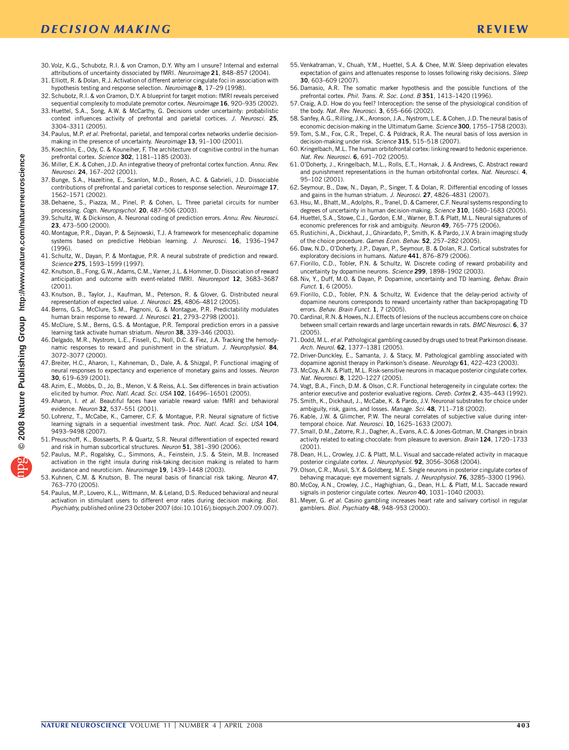30. Volz, K.G., Schubotz, R.I. & von Cramon, D.Y. Why am I unsure? Internal and external attributions of uncertainty dissociated by fMRI. *Neuroimage* **21**, 848–857 (2004).
31. Elliott, R. & Dolan, R.J. Activation of different anterior cingulate foci in association with hypothesis testing and response selection. *Neuroimage* **8**, 17–29 (1998).
32. Schubotz, R.I. & von Cramon, D.Y. A blueprint for target motion: fMRI reveals perceived sequential complexity to modulate premotor cortex. *Neuroimage* **16**, 920–935 (2002).
33. Huettel, S.A., Song, A.W. & McCarthy, G. Decisions under uncertainty: probabilistic context influences activity of prefrontal and parietal cortices. *J. Neurosci.* **25**, 3304–3311 (2005).
34. Paulus, M.P. *et al.* Prefrontal, parietal, and temporal cortex networks underlie decision-making in the presence of uncertainty. *Neuroimage* **13**, 91–100 (2001).
35. Koechlin, E., Ody, C. & Kouneiher, F. The architecture of cognitive control in the human prefrontal cortex. *Science* **302**, 1181–1185 (2003).
36. Miller, E.K. & Cohen, J.D. An integrative theory of prefrontal cortex function. *Annu. Rev. Neurosci.* **24**, 167–202 (2001).
37. Bunge, S.A., Hazeltine, E., Scanlon, M.D., Rosen, A.C. & Gabrieli, J.D. Dissociable contributions of prefrontal and parietal cortices to response selection. *Neuroimage* **17**, 1562–1571 (2002).
38. Dehaene, S., Piazza, M., Pinel, P. & Cohen, L. Three parietal circuits for number processing. *Cogn. Neuropsychol.* **20**, 487–506 (2003).
39. Schultz, W. & Dickinson, A. Neuronal coding of prediction errors. *Annu. Rev. Neurosci.* **23**, 473–500 (2000).
40. Montague, P.R., Dayan, P. & Sejnowski, T.J. A framework for mesencephalic dopamine systems based on predictive Hebbian learning. *J. Neurosci.* **16**, 1936–1947 (1996).
41. Schultz, W., Dayan, P. & Montague, P.R. A neural substrate of prediction and reward. *Science* **275**, 1593–1599 (1997).
42. Knutson, B., Fong, G.W., Adams, C.M., Varner, J.L. & Hommer, D. Dissociation of reward anticipation and outcome with event-related fMRI. *Neuroreport* **12**, 3683–3687 (2001).
43. Knutson, B., Taylor, J., Kaufman, M., Peterson, R. & Glover, G. Distributed neural representation of expected value. *J. Neurosci.* **25**, 4806–4812 (2005).
44. Berns, G.S., McClure, S.M., Pagnoni, G. & Montague, P.R. Predictability modulates human brain response to reward. *J. Neurosci.* **21**, 2793–2798 (2001).
45. McClure, S.M., Berns, G.S. & Montague, P.R. Temporal prediction errors in a passive learning task activate human striatum. *Neuron* **38**, 339–346 (2003).
46. Delgado, M.R., Nystrom, L.E., Fissell, C., Noll, D.C. & Fiez, J.A. Tracking the hemodynamic responses to reward and punishment in the striatum. *J. Neurophysiol.* **84**, 3072–3077 (2000).
47. Breiter, H.C., Aharon, I., Kahneman, D., Dale, A. & Shizgal, P. Functional imaging of neural responses to expectancy and experience of monetary gains and losses. *Neuron* **30**, 619–639 (2001).
48. Azim, E., Mobbs, D., Jo, B., Menon, V. & Reiss, A.L. Sex differences in brain activation elicited by humor. *Proc. Natl. Acad. Sci. USA* **102**, 16496–16501 (2005).
49. Aharon, I. *et al.* Beautiful faces have variable reward value: fMRI and behavioral evidence. *Neuron* **32**, 537–551 (2001).
50. Lohrenz, T., McCabe, K., Camerer, C.F. & Montague, P.R. Neural signature of fictive learning signals in a sequential investment task. *Proc. Natl. Acad. Sci. USA* **104**, 9493–9498 (2007).
51. Preuschoff, K., Bossaerts, P. & Quartz, S.R. Neural differentiation of expected reward and risk in human subcortical structures. *Neuron* **51**, 381–390 (2006).
52. Paulus, M.P., Rogalsky, C., Simmons, A., Feinstein, J.S. & Stein, M.B. Increased activation in the right insula during risk-taking decision making is related to harm avoidance and neuroticism. *Neuroimage* **19**, 1439–1448 (2003).
53. Kuhnen, C.M. & Knutson, B. The neural basis of financial risk taking. *Neuron* **47**, 763–770 (2005).
54. Paulus, M.P., Lovero, K.L., Wittmann, M. & Leland, D.S. Reduced behavioral and neural activation in stimulant users to different error rates during decision making. *Biol. Psychiatry*, published online 23 October 2007 (doi:10.1016/j.biopsych.2007.09.007).
55. Venkatraman, V., Chuah, Y.M., Huettel, S.A. & Chee, M.W. Sleep deprivation elevates expectation of gains and attenuates response to losses following risky decisions. *Sleep* **30**, 603–609 (2007).
56. Damasio, A.R. The somatic marker hypothesis and the possible functions of the prefrontal cortex. *Phil. Trans. R. Soc. Lond. B* **351**, 1413–1420 (1996).
57. Craig, A.D. How do you feel? Interoception: the sense of the physiological condition of the body. *Nat. Rev. Neurosci.* **3**, 655–666 (2002).
58. Sanfey, A.G., Rilling, J.K., Aronson, J.A., Nystrom, L.E. & Cohen, J.D. The neural basis of economic decision-making in the Ultimatum Game. *Science* **300**, 1755–1758 (2003).
59. Tom, S.M., Fox, C.R., Trepel, C. & Poldrack, R.A. The neural basis of loss aversion in decision-making under risk. *Science* **315**, 515–518 (2007).
60. Kringelbach, M.L. The human orbitofrontal cortex: linking reward to hedonic experience. *Nat. Rev. Neurosci.* **6**, 691–702 (2005).
61. O'Doherty, J., Kringelbach, M.L., Rolls, E.T., Hornak, J. & Andrews, C. Abstract reward and punishment representations in the human orbitofrontal cortex. *Nat. Neurosci.* **4**, 95–102 (2001).
62. Seymour, B., Daw, N., Dayan, P., Singer, T. & Dolan, R. Differential encoding of losses and gains in the human striatum. *J. Neurosci.* **27**, 4826–4831 (2007).
63. Hsu, M., Bhatt, M., Adolphs, R., Tranel, D. & Camerer, C.F. Neural systems responding to degrees of uncertainty in human decision-making. *Science* **310**, 1680–1683 (2005).
64. Huettel, S.A., Stowe, C.J., Gordon, E.M., Warner, B.T. & Platt, M.L. Neural signatures of economic preferences for risk and ambiguity. *Neuron* **49**, 765–775 (2006).
65. Rustichini, A., Dickhaut, J., Ghirardato, P., Smith, K. & Pardo, J.V. A brain imaging study of the choice procedure. *Games Econ. Behav.* **52**, 257–282 (2005).
66. Daw, N.D., O'Doherty, J.P., Dayan, P., Seymour, B. & Dolan, R.J. Cortical substrates for exploratory decisions in humans. *Nature* **441**, 876–879 (2006).
67. Fiorillo, C.D., Tobler, P.N. & Schultz, W. Discrete coding of reward probability and uncertainty by dopamine neurons. *Science* **299**, 1898–1902 (2003).
68. Niv, Y., Duff, M.O. & Dayan, P. Dopamine, uncertainty and TD learning. *Behav. Brain Funct.* **1**, 6 (2005).
69. Fiorillo, C.D., Tobler, P.N. & Schultz, W. Evidence that the delay-period activity of dopamine neurons corresponds to reward uncertainty rather than backpropagating TD errors. *Behav. Brain Funct.* **1**, 7 (2005).
70. Cardinal, R.N. & Howes, N.J. Effects of lesions of the nucleus accumbens core on choice between small certain rewards and large uncertain rewards in rats. *BMC Neurosci.* **6**, 37 (2005).
71. Dodd, M.L. *et al.* Pathological gambling caused by drugs used to treat Parkinson disease. *Arch. Neurol.* **62**, 1377–1381 (2005).
72. Driver-Dunckley, E., Samanta, J. & Stacy, M. Pathological gambling associated with dopamine agonist therapy in Parkinson's disease. *Neurology* **61**, 422–423 (2003).
73. McCoy, A.N. & Platt, M.L. Risk-sensitive neurons in macaque posterior cingulate cortex. *Nat. Neurosci.* **8**, 1220–1227 (2005).
74. Vogt, B.A., Finch, D.M. & Olson, C.R. Functional heterogeneity in cingulate cortex: the anterior executive and posterior evaluative regions. *Cereb. Cortex* **2**, 435–443 (1992).
75. Smith, K., Dickhaut, J., McCabe, K. & Pardo, J.V. Neuronal substrates for choice under ambiguity, risk, gains, and losses. *Manage. Sci.* **48**, 711–718 (2002).
76. Kable, J.W. & Glimcher, P.W. The neural correlates of subjective value during intertemporal choice. *Nat. Neurosci.* **10**, 1625–1633 (2007).
77. Small, D.M., Zatorre, R.J., Dagher, A., Evans, A.C. & Jones-Gotman, M. Changes in brain activity related to eating chocolate: from pleasure to aversion. *Brain* **124**, 1720–1733 (2001).
78. Dean, H.L., Crowley, J.C. & Platt, M.L. Visual and saccade-related activity in macaque posterior cingulate cortex. *J. Neurophysiol.* **92**, 3056–3068 (2004).
79. Olson, C.R., Musil, S.Y. & Goldberg, M.E. Single neurons in posterior cingulate cortex of behaving macaque: eye movement signals. *J. Neurophysiol.* **76**, 3285–3300 (1996).
80. McCoy, A.N., Crowley, J.C., Haghighian, G., Dean, H.L. & Platt, M.L. Saccade reward signals in posterior cingulate cortex. *Neuron* **40**, 1031–1040 (2003).
81. Meyer, G. *et al.* Casino gambling increases heart rate and salivary cortisol in regular gamblers. *Biol. Psychiatry* **48**, 948–953 (2000).